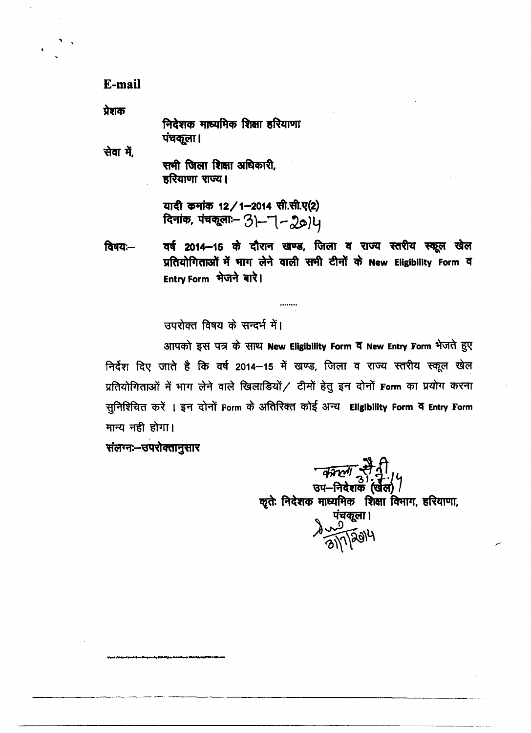**E-mail**

प्रेशक

निदेशक माध्यमिक शिक्षा हरियाणा
पंचकूला।

सेवा में,

सभी जिला शिक्षा अधिकारी,
हरियाणा राज्य।

यादी कमांक 12/1–2014 सी.सी.ए(2)
दिनांक, पंचकूला:– 31-7-2014

विषय:– वर्ष 2014–15 के दौरान खण्ड, जिला व राज्य स्तरीय स्कूल खेल प्रतियोगिताओं में भाग लेने वाली सभी टीमों के New Eligibility Form व Entry Form भेजने बारे।

........

उपरोक्त विषय के सन्दर्भ में।

आपको इस पत्र के साथ New Eligibility Form व New Entry Form भेजते हुए निर्देश दिए जाते है कि वर्ष 2014–15 में खण्ड, जिला व राज्य स्तरीय स्कूल खेल प्रतियोगिताओं में भाग लेने वाले खिलाडियों/ टीमों हेतु इन दोनों Form का प्रयोग करना सुनिश्चित करें । इन दोनों Form के अतिरिक्त कोई अन्य Eligibility Form व Entry Form मान्य नही होगा।

संलग्न:–उपरोक्तानुसार

कमला सैनी 31.7.14
उप–निदेशक (खेल)
कृते: निदेशक माध्यमिक शिक्षा विभाग, हरियाणा,
पंचकूला।
31/7/2014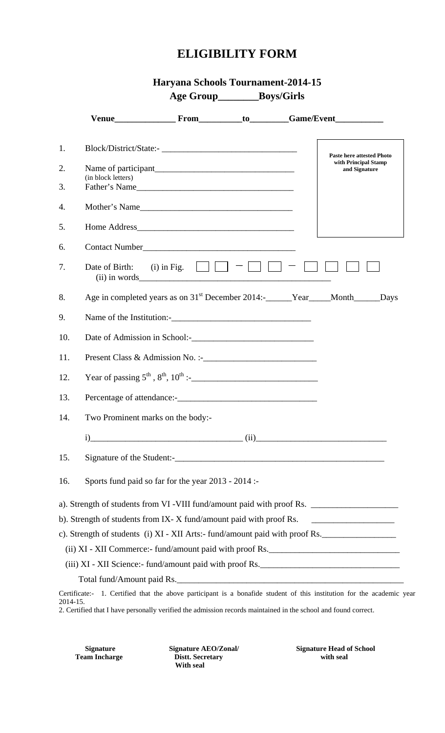# ELIGIBILITY FORM

## Haryana Schools Tournament-2014-15

**Age Group________Boys/Girls**

**Venue______________ From__________to_________Game/Event___________**

Paste here attested Photo with Principal Stamp and Signature

1. Block/District/State:- _______________________________
2. Name of participant_______________________________
   (in block letters)
3. Father's Name___________________________________
4. Mother's Name__________________________________
5. Home Address___________________________________
6. Contact Number_________________________________
7. Date of Birth: (i) in Fig. ☐ ☐ – ☐ ☐ – ☐ ☐ ☐ ☐
   (ii) in words____________________________________________
8. Age in completed years as on 31st December 2014:-______Year_____Month______Days
9. Name of the Institution:-________________________________
10. Date of Admission in School:-___________________________
11. Present Class & Admission No. :-_________________________
12. Year of passing 5th , 8th, 10th :-____________________________
13. Percentage of attendance:-________________________________
14. Two Prominent marks on the body:-

    i)__________________________________ (ii)_____________________________

15. Signature of the Student:-_________________________________________________
16. Sports fund paid so far for the year 2013 - 2014 :-

a). Strength of students from VI -VIII fund/amount paid with proof Rs. ____________________

b). Strength of students from IX- X fund/amount paid with proof Rs. ___________________

c). Strength of students (i) XI - XII Arts:- fund/amount paid with proof Rs._________________

(ii) XI - XII Commerce:- fund/amount paid with proof Rs.______________________________

(iii) XI - XII Science:- fund/amount paid with proof Rs.________________________________

Total fund/Amount paid Rs.______________________________________________________

Certificate:- 1. Certified that the above participant is a bonafide student of this institution for the academic year 2014-15.

2. Certified that I have personally verified the admission records maintained in the school and found correct.

| **Signature Team Incharge** | **Signature AEO/Zonal/ Distt. Secretary With seal** | **Signature Head of School with seal** |
|---|---|---|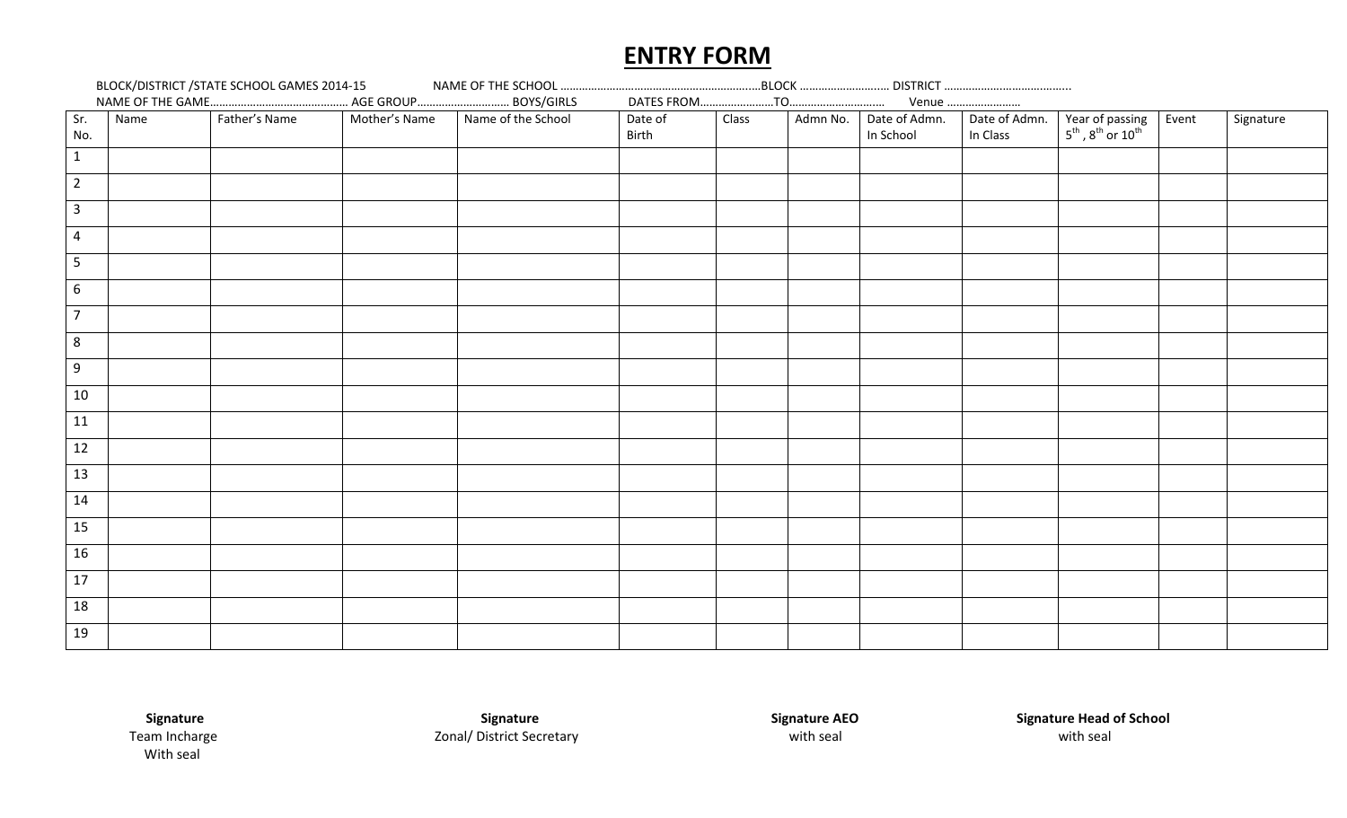# ENTRY FORM

BLOCK/DISTRICT /STATE SCHOOL GAMES 2014-15 NAME OF THE SCHOOL ………………………………………………………BLOCK ……………………… DISTRICT …………………………………

NAME OF THE GAME……………………………………… AGE GROUP………………………… BOYS/GIRLS DATES FROM……………………TO………………………… Venue ……………………

| Sr. No. | Name | Father's Name | Mother's Name | Name of the School | Date of Birth | Class | Admn No. | Date of Admn. In School | Date of Admn. In Class | Year of passing $5^{th}$, $8^{th}$ or $10^{th}$ | Event | Signature |
|---|---|---|---|---|---|---|---|---|---|---|---|---|
| 1 | | | | | | | | | | | | |
| 2 | | | | | | | | | | | | |
| 3 | | | | | | | | | | | | |
| 4 | | | | | | | | | | | | |
| 5 | | | | | | | | | | | | |
| 6 | | | | | | | | | | | | |
| 7 | | | | | | | | | | | | |
| 8 | | | | | | | | | | | | |
| 9 | | | | | | | | | | | | |
| 10 | | | | | | | | | | | | |
| 11 | | | | | | | | | | | | |
| 12 | | | | | | | | | | | | |
| 13 | | | | | | | | | | | | |
| 14 | | | | | | | | | | | | |
| 15 | | | | | | | | | | | | |
| 16 | | | | | | | | | | | | |
| 17 | | | | | | | | | | | | |
| 18 | | | | | | | | | | | | |
| 19 | | | | | | | | | | | | |

**Signature**
Team Incharge
With seal

**Signature**
Zonal/ District Secretary

**Signature AEO**
with seal

**Signature Head of School**
with seal